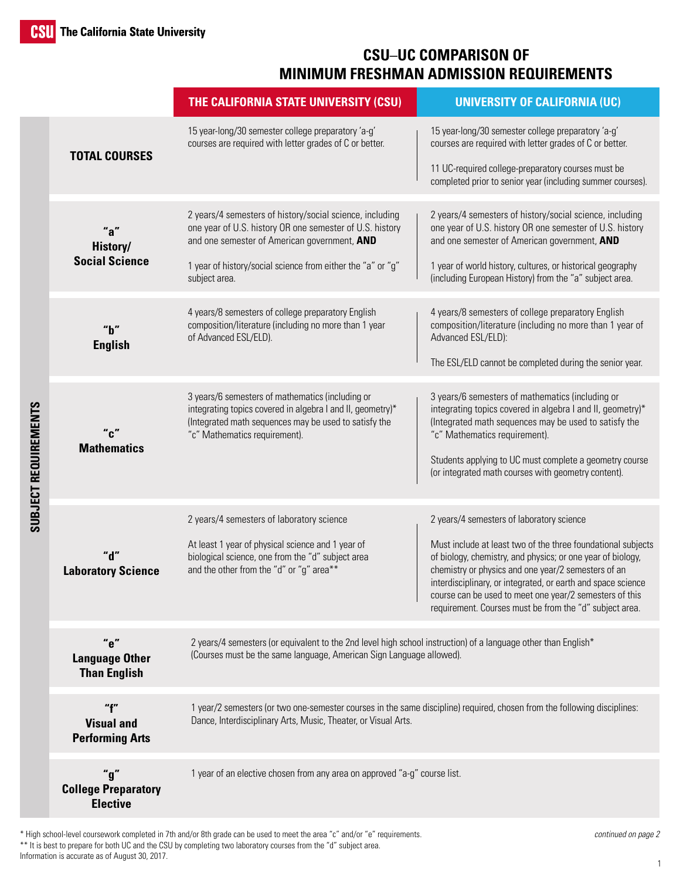The California State University

# CSU–UC COMPARISON OF MINIMUM FRESHMAN ADMISSION REQUIREMENTS

| SUBJECT REQUIREMENTS | THE CALIFORNIA STATE UNIVERSITY (CSU) | UNIVERSITY OF CALIFORNIA (UC) |
|---|---|---|
| **TOTAL COURSES** | 15 year-long/30 semester college preparatory 'a-g' courses are required with letter grades of C or better. | 15 year-long/30 semester college preparatory 'a-g' courses are required with letter grades of C or better.<br><br>11 UC-required college-preparatory courses must be completed prior to senior year (including summer courses). |
| **"a" History/ Social Science** | 2 years/4 semesters of history/social science, including one year of U.S. history OR one semester of U.S. history and one semester of American government, **AND**<br><br>1 year of history/social science from either the "a" or "g" subject area. | 2 years/4 semesters of history/social science, including one year of U.S. history OR one semester of U.S. history and one semester of American government, **AND**<br><br>1 year of world history, cultures, or historical geography (including European History) from the "a" subject area. |
| **"b" English** | 4 years/8 semesters of college preparatory English composition/literature (including no more than 1 year of Advanced ESL/ELD). | 4 years/8 semesters of college preparatory English composition/literature (including no more than 1 year of Advanced ESL/ELD):<br><br>The ESL/ELD cannot be completed during the senior year. |
| **"c" Mathematics** | 3 years/6 semesters of mathematics (including or integrating topics covered in algebra I and II, geometry)* (Integrated math sequences may be used to satisfy the "c" Mathematics requirement). | 3 years/6 semesters of mathematics (including or integrating topics covered in algebra I and II, geometry)* (Integrated math sequences may be used to satisfy the "c" Mathematics requirement).<br><br>Students applying to UC must complete a geometry course (or integrated math courses with geometry content). |
| **"d" Laboratory Science** | 2 years/4 semesters of laboratory science<br><br>At least 1 year of physical science and 1 year of biological science, one from the "d" subject area and the other from the "d" or "g" area** | 2 years/4 semesters of laboratory science<br><br>Must include at least two of the three foundational subjects of biology, chemistry, and physics; or one year of biology, chemistry or physics and one year/2 semesters of an interdisciplinary, or integrated, or earth and space science course can be used to meet one year/2 semesters of this requirement. Courses must be from the "d" subject area. |
| **"e" Language Other Than English** | 2 years/4 semesters (or equivalent to the 2nd level high school instruction) of a language other than English* (Courses must be the same language, American Sign Language allowed). | |
| **"f" Visual and Performing Arts** | 1 year/2 semesters (or two one-semester courses in the same discipline) required, chosen from the following disciplines: Dance, Interdisciplinary Arts, Music, Theater, or Visual Arts. | |
| **"g" College Preparatory Elective** | 1 year of an elective chosen from any area on approved "a-g" course list. | |

\* High school-level coursework completed in 7th and/or 8th grade can be used to meet the area "c" and/or "e" requirements.

\*\* It is best to prepare for both UC and the CSU by completing two laboratory courses from the "d" subject area.

Information is accurate as of August 30, 2017.

*continued on page 2*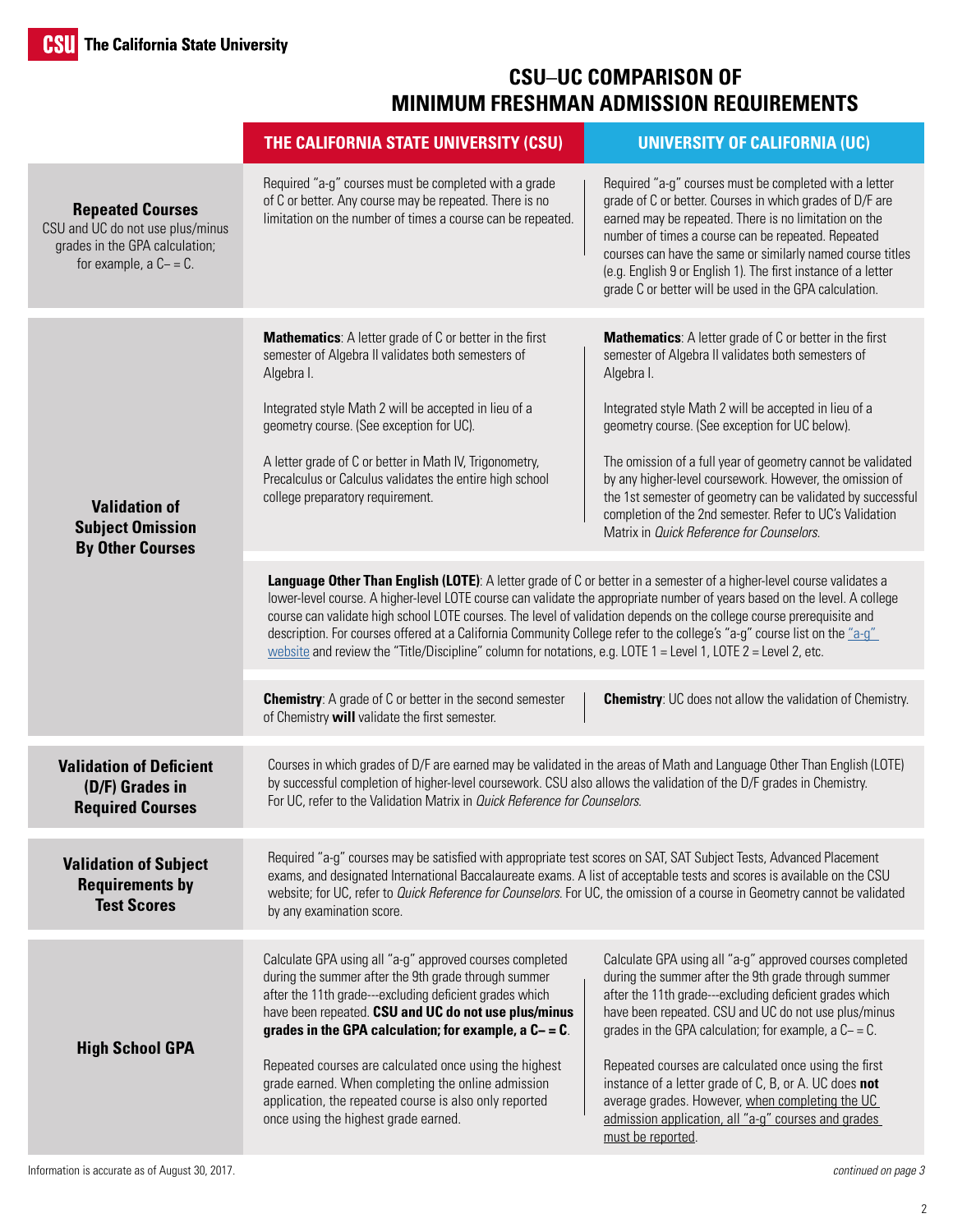# CSU–UC COMPARISON OF MINIMUM FRESHMAN ADMISSION REQUIREMENTS

| | THE CALIFORNIA STATE UNIVERSITY (CSU) | UNIVERSITY OF CALIFORNIA (UC) |
|---|---|---|
| **Repeated Courses**<br>CSU and UC do not use plus/minus grades in the GPA calculation; for example, a C– = C. | Required "a-g" courses must be completed with a grade of C or better. Any course may be repeated. There is no limitation on the number of times a course can be repeated. | Required "a-g" courses must be completed with a letter grade of C or better. Courses in which grades of D/F are earned may be repeated. There is no limitation on the number of times a course can be repeated. Repeated courses can have the same or similarly named course titles (e.g. English 9 or English 1). The first instance of a letter grade C or better will be used in the GPA calculation. |
| **Validation of Subject Omission By Other Courses** | **Mathematics**: A letter grade of C or better in the first semester of Algebra II validates both semesters of Algebra I.<br><br>Integrated style Math 2 will be accepted in lieu of a geometry course. (See exception for UC).<br><br>A letter grade of C or better in Math IV, Trigonometry, Precalculus or Calculus validates the entire high school college preparatory requirement. | **Mathematics**: A letter grade of C or better in the first semester of Algebra II validates both semesters of Algebra I.<br><br>Integrated style Math 2 will be accepted in lieu of a geometry course. (See exception for UC below).<br><br>The omission of a full year of geometry cannot be validated by any higher-level coursework. However, the omission of the 1st semester of geometry can be validated by successful completion of the 2nd semester. Refer to UC's Validation Matrix in *Quick Reference for Counselors.* |
| | **Language Other Than English (LOTE)**: A letter grade of C or better in a semester of a higher-level course validates a lower-level course. A higher-level LOTE course can validate the appropriate number of years based on the level. A college course can validate high school LOTE courses. The level of validation depends on the college course prerequisite and description. For courses offered at a California Community College refer to the college's "a-g" course list on the "a-g" website and review the "Title/Discipline" column for notations, e.g. LOTE 1 = Level 1, LOTE 2 = Level 2, etc. | |
| | **Chemistry**: A grade of C or better in the second semester of Chemistry **will** validate the first semester. | **Chemistry**: UC does not allow the validation of Chemistry. |
| **Validation of Deficient (D/F) Grades in Required Courses** | Courses in which grades of D/F are earned may be validated in the areas of Math and Language Other Than English (LOTE) by successful completion of higher-level coursework. CSU also allows the validation of the D/F grades in Chemistry. For UC, refer to the Validation Matrix in *Quick Reference for Counselors.* | |
| **Validation of Subject Requirements by Test Scores** | Required "a-g" courses may be satisfied with appropriate test scores on SAT, SAT Subject Tests, Advanced Placement exams, and designated International Baccalaureate exams. A list of acceptable tests and scores is available on the CSU website; for UC, refer to *Quick Reference for Counselors.* For UC, the omission of a course in Geometry cannot be validated by any examination score. | |
| **High School GPA** | Calculate GPA using all "a-g" approved courses completed during the summer after the 9th grade through summer after the 11th grade---excluding deficient grades which have been repeated. **CSU and UC do not use plus/minus grades in the GPA calculation; for example, a C– = C**.<br><br>Repeated courses are calculated once using the highest grade earned. When completing the online admission application, the repeated course is also only reported once using the highest grade earned. | Calculate GPA using all "a-g" approved courses completed during the summer after the 9th grade through summer after the 11th grade---excluding deficient grades which have been repeated. CSU and UC do not use plus/minus grades in the GPA calculation; for example, a C– = C.<br><br>Repeated courses are calculated once using the first instance of a letter grade of C, B, or A. UC does **not** average grades. However, when completing the UC admission application, all "a-g" courses and grades must be reported. |

Information is accurate as of August 30, 2017.

*continued on page 3*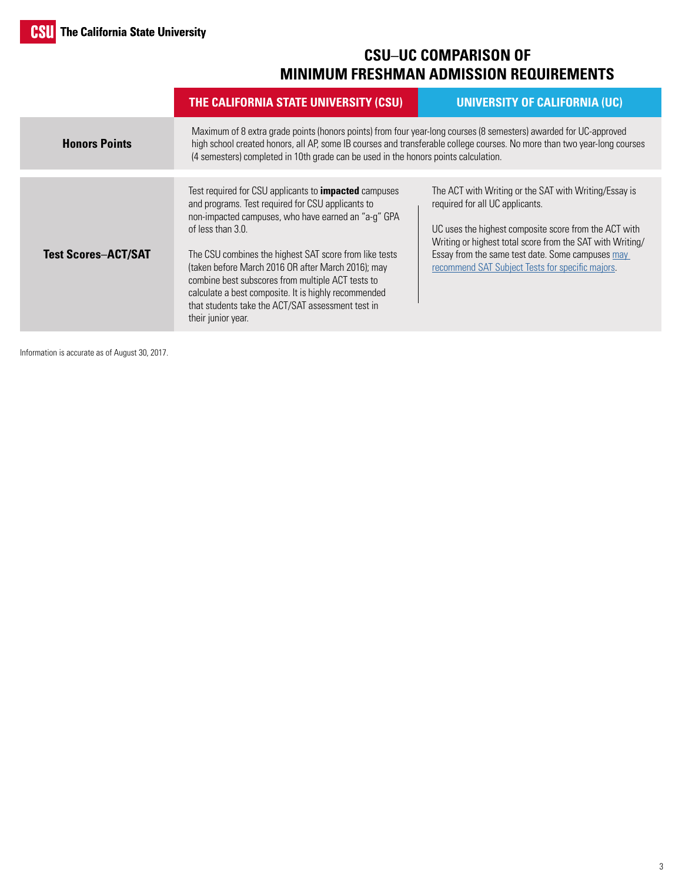## CSU–UC COMPARISON OF MINIMUM FRESHMAN ADMISSION REQUIREMENTS

| | THE CALIFORNIA STATE UNIVERSITY (CSU) | UNIVERSITY OF CALIFORNIA (UC) |
|---|---|---|
| **Honors Points** | Maximum of 8 extra grade points (honors points) from four year-long courses (8 semesters) awarded for UC-approved high school created honors, all AP, some IB courses and transferable college courses. No more than two year-long courses (4 semesters) completed in 10th grade can be used in the honors points calculation. | |
| **Test Scores–ACT/SAT** | Test required for CSU applicants to **impacted** campuses and programs. Test required for CSU applicants to non-impacted campuses, who have earned an "a-g" GPA of less than 3.0.<br><br>The CSU combines the highest SAT score from like tests (taken before March 2016 OR after March 2016); may combine best subscores from multiple ACT tests to calculate a best composite. It is highly recommended that students take the ACT/SAT assessment test in their junior year. | The ACT with Writing or the SAT with Writing/Essay is required for all UC applicants.<br><br>UC uses the highest composite score from the ACT with Writing or highest total score from the SAT with Writing/ Essay from the same test date. Some campuses may recommend SAT Subject Tests for specific majors. |

Information is accurate as of August 30, 2017.